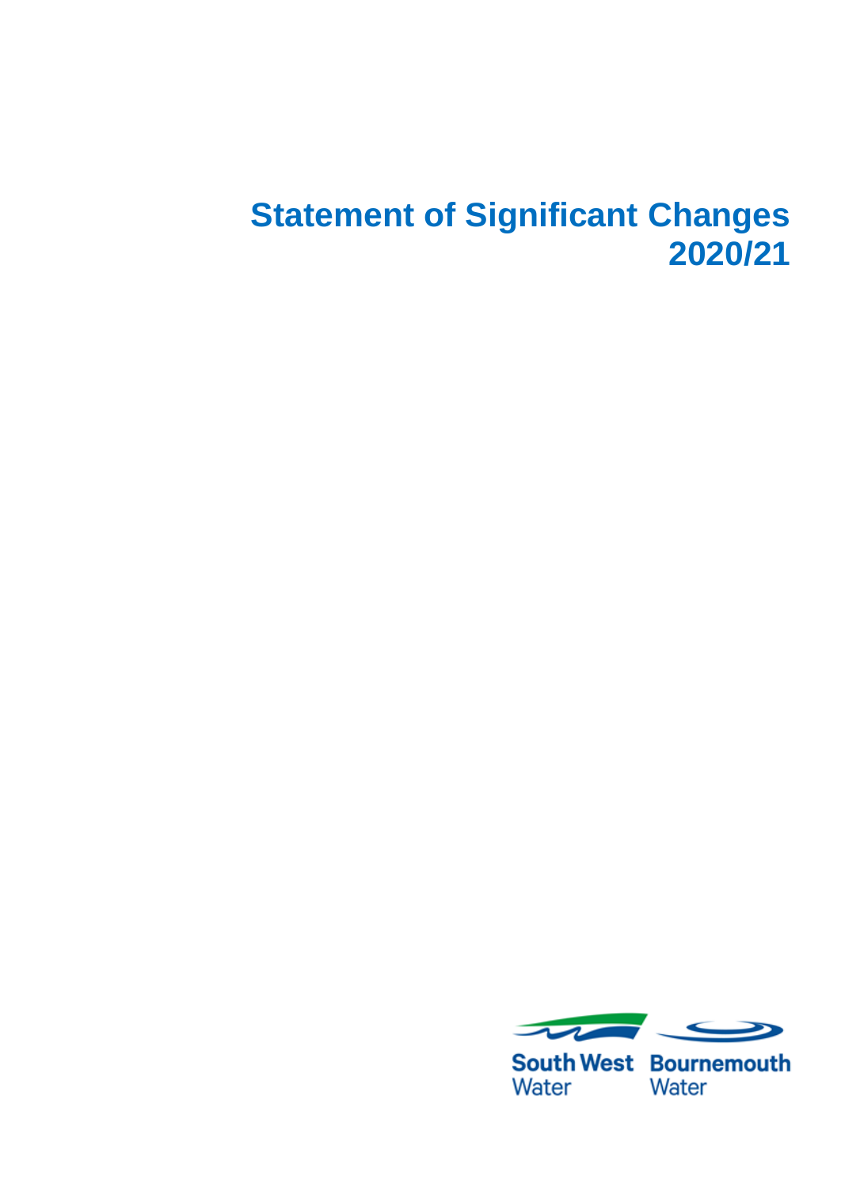# Statement of Significant Changes 2020/21

South West Water Bournemouth Water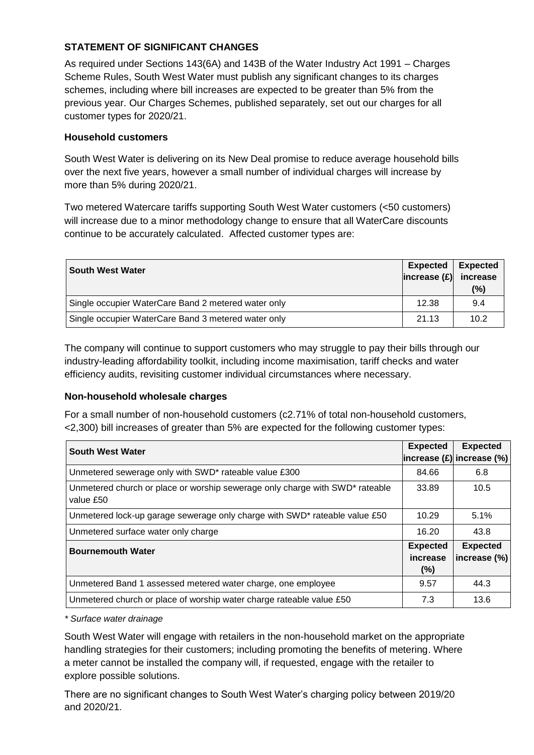**STATEMENT OF SIGNIFICANT CHANGES**

As required under Sections 143(6A) and 143B of the Water Industry Act 1991 – Charges Scheme Rules, South West Water must publish any significant changes to its charges schemes, including where bill increases are expected to be greater than 5% from the previous year. Our Charges Schemes, published separately, set out our charges for all customer types for 2020/21.

**Household customers**

South West Water is delivering on its New Deal promise to reduce average household bills over the next five years, however a small number of individual charges will increase by more than 5% during 2020/21.

Two metered Watercare tariffs supporting South West Water customers (<50 customers) will increase due to a minor methodology change to ensure that all WaterCare discounts continue to be accurately calculated. Affected customer types are:

| South West Water | Expected increase (£) | Expected increase (%) |
|---|---|---|
| Single occupier WaterCare Band 2 metered water only | 12.38 | 9.4 |
| Single occupier WaterCare Band 3 metered water only | 21.13 | 10.2 |

The company will continue to support customers who may struggle to pay their bills through our industry-leading affordability toolkit, including income maximisation, tariff checks and water efficiency audits, revisiting customer individual circumstances where necessary.

**Non-household wholesale charges**

For a small number of non-household customers (c2.71% of total non-household customers, <2,300) bill increases of greater than 5% are expected for the following customer types:

| South West Water | Expected increase (£) | Expected increase (%) |
|---|---|---|
| Unmetered sewerage only with SWD* rateable value £300 | 84.66 | 6.8 |
| Unmetered church or place or worship sewerage only charge with SWD* rateable value £50 | 33.89 | 10.5 |
| Unmetered lock-up garage sewerage only charge with SWD* rateable value £50 | 10.29 | 5.1% |
| Unmetered surface water only charge | 16.20 | 43.8 |
| **Bournemouth Water** | **Expected increase (%)** | **Expected increase (%)** |
| Unmetered Band 1 assessed metered water charge, one employee | 9.57 | 44.3 |
| Unmetered church or place of worship water charge rateable value £50 | 7.3 | 13.6 |

*\* Surface water drainage*

South West Water will engage with retailers in the non-household market on the appropriate handling strategies for their customers; including promoting the benefits of metering. Where a meter cannot be installed the company will, if requested, engage with the retailer to explore possible solutions.

There are no significant changes to South West Water's charging policy between 2019/20 and 2020/21.